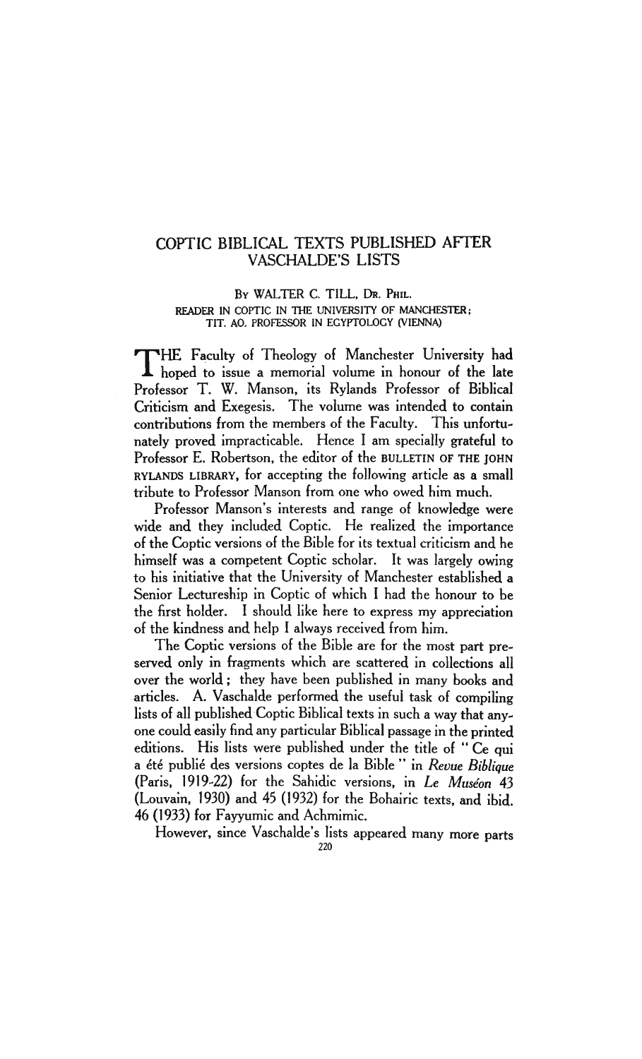# COPTIC BIBLICAL TEXTS PUBLISHED AFTER VASCHALDE'S LISTS

BY WALTER C. TILL, DR. PHIL.
READER IN COPTIC IN THE UNIVERSITY OF MANCHESTER;
TIT. AO. PROFESSOR IN EGYPTOLOGY (VIENNA)

THE Faculty of Theology of Manchester University had hoped to issue a memorial volume in honour of the late Professor T. W. Manson, its Rylands Professor of Biblical Criticism and Exegesis. The volume was intended to contain contributions from the members of the Faculty. This unfortunately proved impracticable. Hence I am specially grateful to Professor E. Robertson, the editor of the BULLETIN OF THE JOHN RYLANDS LIBRARY, for accepting the following article as a small tribute to Professor Manson from one who owed him much.

Professor Manson's interests and range of knowledge were wide and they included Coptic. He realized the importance of the Coptic versions of the Bible for its textual criticism and he himself was a competent Coptic scholar. It was largely owing to his initiative that the University of Manchester established a Senior Lectureship in Coptic of which I had the honour to be the first holder. I should like here to express my appreciation of the kindness and help I always received from him.

The Coptic versions of the Bible are for the most part preserved only in fragments which are scattered in collections all over the world; they have been published in many books and articles. A. Vaschalde performed the useful task of compiling lists of all published Coptic Biblical texts in such a way that anyone could easily find any particular Biblical passage in the printed editions. His lists were published under the title of "Ce qui a été publié des versions coptes de la Bible" in *Revue Biblique* (Paris, 1919-22) for the Sahidic versions, in *Le Muséon* 43 (Louvain, 1930) and 45 (1932) for the Bohairic texts, and ibid. 46 (1933) for Fayyumic and Achmimic.

However, since Vaschalde's lists appeared many more parts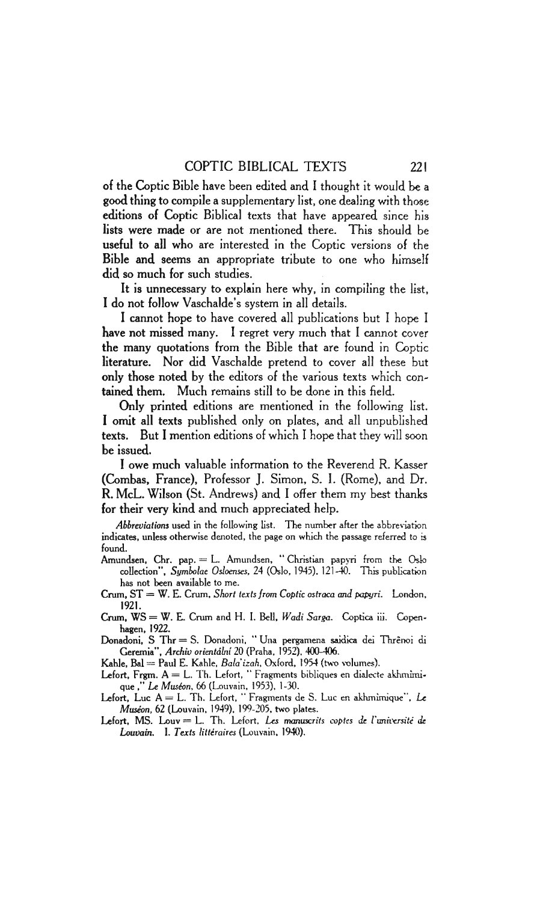of the Coptic Bible have been edited and I thought it would be a good thing to compile a supplementary list, one dealing with those editions of Coptic Biblical texts that have appeared since his lists were made or are not mentioned there. This should be useful to all who are interested in the Coptic versions of the Bible and seems an appropriate tribute to one who himself did so much for such studies.

It is unnecessary to explain here why, in compiling the list, I do not follow Vaschalde's system in all details.

I cannot hope to have covered all publications but I hope I have not missed many. I regret very much that I cannot cover the many quotations from the Bible that are found in Coptic literature. Nor did Vaschalde pretend to cover all these but only those noted by the editors of the various texts which contained them. Much remains still to be done in this field.

Only printed editions are mentioned in the following list. I omit all texts published only on plates, and all unpublished texts. But I mention editions of which I hope that they will soon be issued.

I owe much valuable information to the Reverend R. Kasser (Combas, France), Professor J. Simon, S. I. (Rome), and Dr. R. McL. Wilson (St. Andrews) and I offer them my best thanks for their very kind and much appreciated help.

*Abbreviations* used in the following list. The number after the abbreviation indicates, unless otherwise denoted, the page on which the passage referred to is found.

Amundsen, Chr. pap. = L. Amundsen, "Christian papyri from the Oslo collection", *Symbolae Osloenses*, 24 (Oslo, 1945), 121-40. This publication has not been available to me.

Crum, ST = W. E. Crum, *Short texts from Coptic ostraca and papyri*. London, 1921.

Crum, WS = W. E. Crum and H. I. Bell, *Wadi Sarga*. Coptica iii. Copenhagen, 1922.

Donadoni, S Thr = S. Donadoni, "Una pergamena saidica dei Thrênoi di Geremia", *Archiv orientální* 20 (Praha, 1952), 400-406.

Kahle, Bal = Paul E. Kahle, *Bala'izah*, Oxford, 1954 (two volumes).

Lefort, Frgm. A = L. Th. Lefort, "Fragments bibliques en dialecte akhmimique," *Le Muséon*, 66 (Louvain, 1953), 1-30.

Lefort, Luc A = L. Th. Lefort, "Fragments de S. Luc en akhmimique", *Le Muséon*, 62 (Louvain, 1949), 199-205, two plates.

Lefort, MS. Louv = L. Th. Lefort, *Les manuscrits coptes de l'université de Louvain*. I. *Texts littéraires* (Louvain, 1940).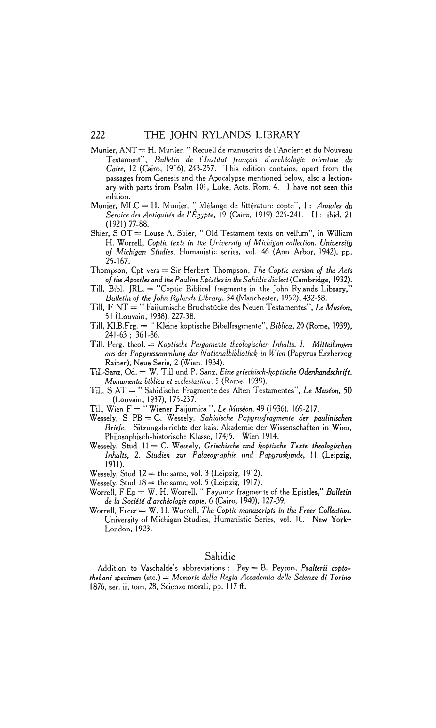Munier, ANT = H. Munier, "Recueil de manuscrits de l'Ancient et du Nouveau Testament", *Bulletin de l'Institut français d'archéologie orientale du Caire*, 12 (Cairo, 1916), 243-257. This edition contains, apart from the passages from Genesis and the Apocalypse mentioned below, also a lectionary with parts from Psalm 101, Luke, Acts, Rom. 4. I have not seen this edition.

Munier, MLC = H. Munier, "Mélange de littérature copte", I: *Annales du Service des Antiquités de l'Égypte*, 19 (Cairo, 1919) 225-241. II: ibid. 21 (1921) 77-88.

Shier, S OT = Louse A. Shier, "Old Testament texts on vellum", in William H. Worrell, *Coptic texts in the University of Michigan collection. University of Michigan Studies*, Humanistic series, vol. 46 (Ann Arbor, 1942), pp. 25-167.

Thompson, Cpt vers = Sir Herbert Thompson, *The Coptic version of the Acts of the Apostles and the Pauline Epistles in the Sahidic dialect* (Cambridge, 1932).

Till, Bibl. JRL. = "Coptic Biblical fragments in the John Rylands Library," *Bulletin of the John Rylands Library*, 34 (Manchester, 1952), 432-58.

Till, F NT = "Faijumische Bruchstücke des Neuen Testamentes", *Le Muséon*, 51 (Louvain, 1938), 227-38.

Till, Kl.B.Frg. = "Kleine koptische Bibelfragmente", *Biblica*, 20 (Rome, 1939), 241-63; 361-86.

Till, Perg. theol. = *Koptische Pergamente theologischen Inhalts, I. Mitteilungen aus der Papyrussammlung der Nationalbibliothek in Wien* (Papyrus Erzherzog Rainer), Neue Serie, 2 (Wien, 1934).

Till-Sanz, Od. = W. Till und P. Sanz, *Eine griechisch-koptische Odenhandschrift. Monumenta biblica et ecclesiastica*, 5 (Rome, 1939).

Till, S AT = "Sahidische Fragmente des Alten Testamentes", *Le Muséon*, 50 (Louvain, 1937), 175-237.

Till, Wien F = "Wiener Faijumica", *Le Muséon*, 49 (1936), 169-217.

Wessely, S PB = C. Wessely, *Sahidische Papyrusfragmente der paulinischen Briefe*. Sitzungsberichte der kais. Akademie der Wissenschaften in Wien, Philosophisch-historische Klasse, 174/5. Wien 1914.

Wessely, Stud 11 = C. Wessely, *Griechische und koptische Texte theologischen Inhalts, 2. Studien zur Palaeographie und Papyruskunde*, 11 (Leipzig, 1911).

Wessely, Stud 12 = the same, vol. 3 (Leipzig, 1912).

Wessely, Stud 18 = the same, vol. 5 (Leipzig, 1917).

Worrell, F Ep = W. H. Worrell, "Fayumic fragments of the Epistles," *Bulletin de la Société d'archéologie copte*, 6 (Cairo, 1940), 127-39.

Worrell, Freer = W. H. Worrell, *The Coptic manuscripts in the Freer Collection*. University of Michigan Studies, Humanistic Series, vol. 10. New York–London, 1923.

## Sahidic

Addition to Vaschalde's abbreviations: Pey = B. Peyron, *Psalterii copto-thebani specimen* (etc.) = *Memorie della Regia Accademia delle Scienze di Torino* 1876, ser. ii, tom. 28, Scienze morali, pp. 117 ff.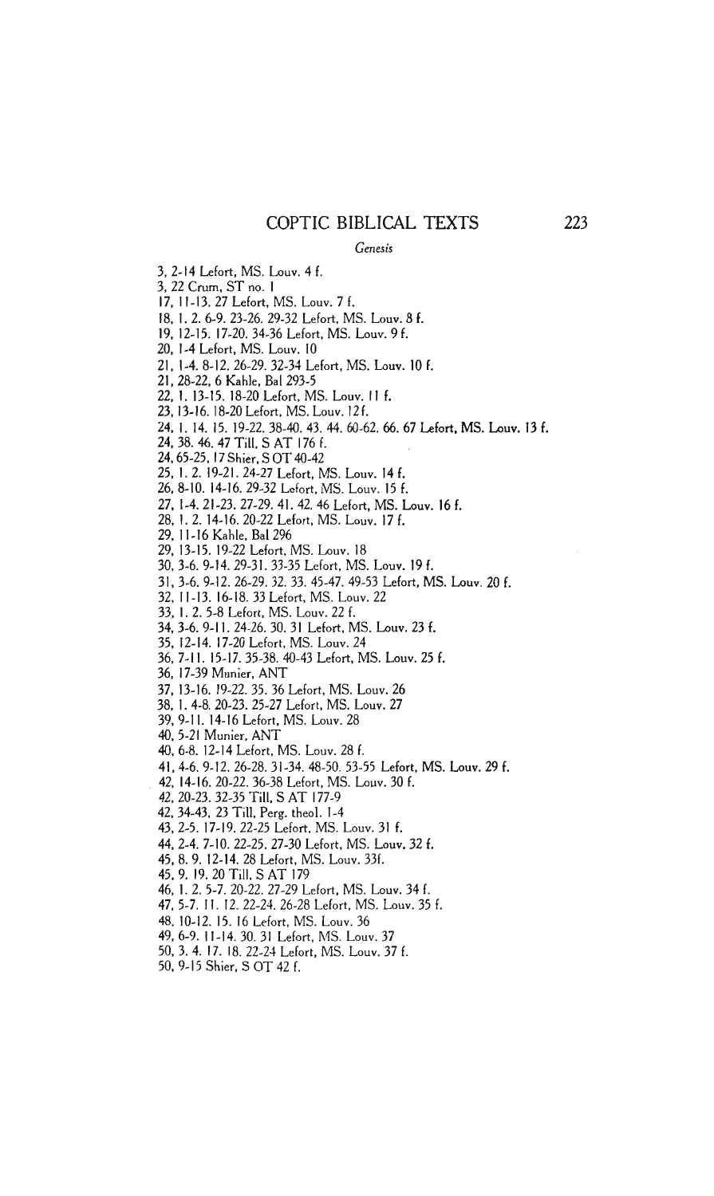## *Genesis*

3, 2-14 Lefort, MS. Louv. 4 f.
3, 22 Crum, ST no. 1
17, 11-13. 27 Lefort, MS. Louv. 7 f.
18, 1. 2. 6-9. 23-26. 29-32 Lefort, MS. Louv. 8 f.
19, 12-15. 17-20. 34-36 Lefort, MS. Louv. 9 f.
20, 1-4 Lefort, MS. Louv. 10
21, 1-4. 8-12. 26-29. 32-34 Lefort, MS. Louv. 10 f.
21, 28-22, 6 Kahle, Bal 293-5
22, 1. 13-15. 18-20 Lefort, MS. Louv. 11 f.
23, 13-16. 18-20 Lefort, MS. Louv. 12 f.
24, 1. 14. 15. 19-22. 38-40. 43. 44. 60-62. 66. 67 Lefort, MS. Louv. 13 f.
24, 38. 46. 47 Till, S AT 176 f.
24, 65-25, 17 Shier, S OT 40-42
25, 1. 2. 19-21. 24-27 Lefort, MS. Louv. 14 f.
26, 8-10. 14-16. 29-32 Lefort, MS. Louv. 15 f.
27, 1-4. 21-23. 27-29. 41. 42. 46 Lefort, MS. Louv. 16 f.
28, 1. 2. 14-16. 20-22 Lefort, MS. Louv. 17 f.
29, 11-16 Kahle, Bal 296
29, 13-15. 19-22 Lefort, MS. Louv. 18
30, 3-6. 9-14. 29-31. 33-35 Lefort, MS. Louv. 19 f.
31, 3-6. 9-12. 26-29. 32. 33. 45-47. 49-53 Lefort, MS. Louv. 20 f.
32, 11-13. 16-18. 33 Lefort, MS. Louv. 22
33, 1. 2. 5-8 Lefort, MS. Louv. 22 f.
34, 3-6. 9-11. 24-26. 30. 31 Lefort, MS. Louv. 23 f.
35, 12-14. 17-20 Lefort, MS. Louv. 24
36, 7-11. 15-17. 35-38. 40-43 Lefort, MS. Louv. 25 f.
36, 17-39 Munier, ANT
37, 13-16. 19-22. 35. 36 Lefort, MS. Louv. 26
38, 1. 4-8. 20-23. 25-27 Lefort, MS. Louv. 27
39, 9-11. 14-16 Lefort, MS. Louv. 28
40, 5-21 Munier, ANT
40, 6-8. 12-14 Lefort, MS. Louv. 28 f.
41, 4-6. 9-12. 26-28. 31-34. 48-50. 53-55 Lefort, MS. Louv. 29 f.
42, 14-16. 20-22. 36-38 Lefort, MS. Louv. 30 f.
42, 20-23. 32-35 Till, S AT 177-9
42, 34-43, 23 Till, Perg. theol. 1-4
43, 2-5. 17-19. 22-25 Lefort, MS. Louv. 31 f.
44, 2-4. 7-10. 22-25. 27-30 Lefort, MS. Louv. 32 f.
45, 8. 9. 12-14. 28 Lefort, MS. Louv. 33f.
45, 9. 19. 20 Till, S AT 179
46, 1. 2. 5-7. 20-22. 27-29 Lefort, MS. Louv. 34 f.
47, 5-7. 11. 12. 22-24. 26-28 Lefort, MS. Louv. 35 f.
48, 10-12. 15. 16 Lefort, MS. Louv. 36
49, 6-9. 11-14. 30. 31 Lefort, MS. Louv. 37
50, 3. 4. 17. 18. 22-24 Lefort, MS. Louv. 37 f.
50, 9-15 Shier, S OT 42 f.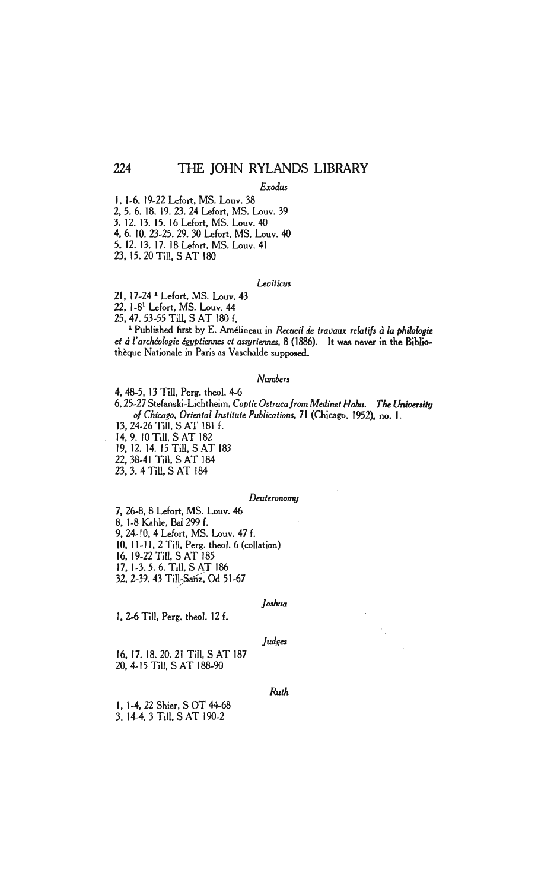*Exodus*

1, 1-6. 19-22 Lefort, MS. Louv. 38
2, 5. 6. 18. 19. 23. 24 Lefort, MS. Louv. 39
3, 12. 13. 15. 16 Lefort, MS. Louv. 40
4, 6. 10. 23-25. 29. 30 Lefort, MS. Louv. 40
5, 12. 13. 17. 18 Lefort, MS. Louv. 41
23, 15. 20 Till, S AT 180

*Leviticus*

21, 17-24 [1] Lefort, MS. Louv. 43
22, 1-8[1] Lefort, MS. Louv. 44
25, 47. 53-55 Till, S AT 180 f.

[1] Published first by E. Amélineau in *Recueil de travaux relatifs à la philologie et à l'archéologie égyptiennes et assyriennes*, 8 (1886). It was never in the Bibliothèque Nationale in Paris as Vaschalde supposed.

*Numbers*

4, 48-5, 13 Till, Perg. theol. 4-6
6, 25-27 Stefanski-Lichtheim, *Coptic Ostraca from Medinet Habu*. *The University of Chicago, Oriental Institute Publications*, 71 (Chicago, 1952), no. 1.
13, 24-26 Till, S AT 181 f.
14, 9. 10 Till, S AT 182
19, 12. 14. 15 Till, S AT 183
22, 38-41 Till, S AT 184
23, 3. 4 Till, S AT 184

*Deuteronomy*

7, 26-8, 8 Lefort, MS. Louv. 46
8, 1-8 Kahle, Bal 299 f.
9, 24-10, 4 Lefort, MS. Louv. 47 f.
10, 11-11, 2 Till, Perg. theol. 6 (collation)
16, 19-22 Till, S AT 185
17, 1-3. 5. 6. Till, S AT 186
32, 2-39. 43 Till-Sanz, Od 51-67

*Joshua*

1, 2-6 Till, Perg. theol. 12 f.

*Judges*

16, 17. 18. 20. 21 Till, S AT 187
20, 4-15 Till, S AT 188-90

*Ruth*

1, 1-4, 22 Shier, S OT 44-68
3, 14-4, 3 Till, S AT 190-2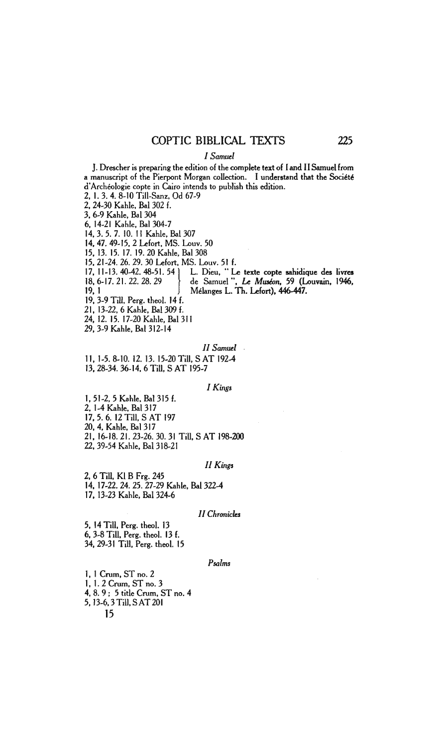### *I Samuel*

J. Drescher is preparing the edition of the complete text of I and II Samuel from a manuscript of the Pierpont Morgan collection. I understand that the Société d'Archéologie copte in Cairo intends to publish this edition.

2, 1. 3. 4. 8-10 Till-Sanz, Od 67-9
2, 24-30 Kahle, Bal 302 f.
3, 6-9 Kahle, Bal 304
6, 14-21 Kahle, Bal 304-7
14, 3. 5. 7. 10. 11 Kahle, Bal 307
14, 47. 49-15, 2 Lefort, MS. Louv. 50
15, 13. 15. 17. 19. 20 Kahle, Bal 308
15, 21-24. 26. 29. 30 Lefort, MS. Louv. 51 f.
17, 11-13. 40-42. 48-51. 54 }
18, 6-17. 21. 22. 28. 29 } L. Dieu, " Le texte copte sahidique des livres de Samuel ", *Le Muséon*, 59 (Louvain, 1946, Mélanges L. Th. Lefort), 446-447.
19, 1 }
19, 3-9 Till, Perg. theol. 14 f.
21, 13-22, 6 Kahle, Bal 309 f.
24, 12. 15. 17-20 Kahle, Bal 311
29, 3-9 Kahle, Bal 312-14

### *II Samuel*

11, 1-5. 8-10. 12. 13. 15-20 Till, S AT 192-4
13, 28-34. 36-14, 6 Till, S AT 195-7

### *I Kings*

1, 51-2, 5 Kahle, Bal 315 f.
2, 1-4 Kahle, Bal 317
17, 5. 6. 12 Till, S AT 197
20, 4, Kahle, Bal 317
21, 16-18. 21. 23-26. 30. 31 Till, S AT 198-200
22, 39-54 Kahle, Bal 318-21

### *II Kings*

2, 6 Till, Kl B Frg. 245
14, 17-22. 24. 25. 27-29 Kahle, Bal 322-4
17, 13-23 Kahle, Bal 324-6

### *II Chronicles*

5, 14 Till, Perg. theol. 13
6, 3-8 Till, Perg. theol. 13 f.
34, 29-31 Till, Perg. theol. 15

### *Psalms*

1, 1 Crum, ST no. 2
1, 1. 2 Crum, ST no. 3
4, 8. 9 ; 5 title Crum, ST no. 4
5, 13-6, 3 Till, S AT 201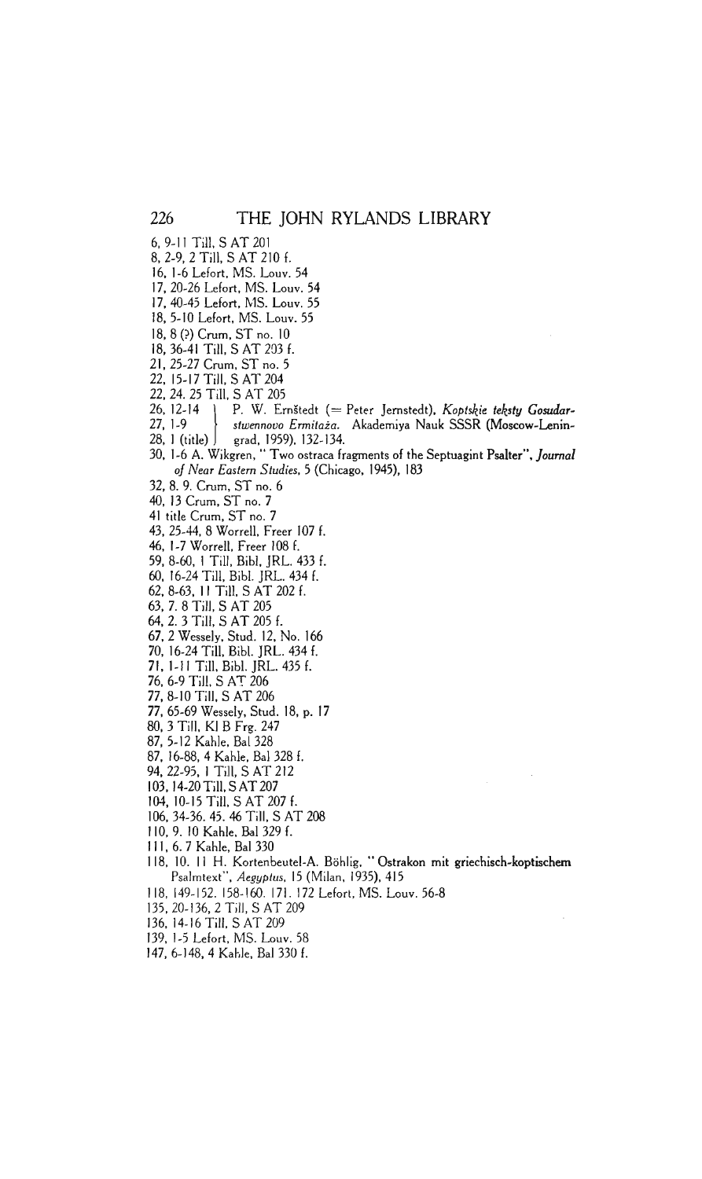6, 9-11 Till, S AT 201
8, 2-9, 2 Till, S AT 210 f.
16, 1-6 Lefort, MS. Louv. 54
17, 20-26 Lefort, MS. Louv. 54
17, 40-45 Lefort, MS. Louv. 55
18, 5-10 Lefort, MS. Louv. 55
18, 8 (?) Crum, ST no. 10
18, 36-41 Till, S AT 203 f.
21, 25-27 Crum, ST no. 5
22, 15-17 Till, S AT 204
22, 24. 25 Till, S AT 205
26, 12-14 }
27, 1-9 } P. W. Ernštedt (= Peter Jernstedt), *Koptskie teksty Gosudarstwennovo Ermitaža*. Akademiya Nauk SSSR (Moscow-Leningrad, 1959), 132-134.
28, 1 (title) }
30, 1-6 A. Wikgren, " Two ostraca fragments of the Septuagint Psalter", *Journal of Near Eastern Studies*, 5 (Chicago, 1945), 183
32, 8. 9. Crum, ST no. 6
40, 13 Crum, ST no. 7
41 title Crum, ST no. 7
43, 25-44, 8 Worrell, Freer 107 f.
46, 1-7 Worrell, Freer 108 f.
59, 8-60, 1 Till, Bibl. JRL. 433 f.
60, 16-24 Till, Bibl. JRL. 434 f.
62, 8-63, 11 Till, S AT 202 f.
63, 7. 8 Till, S AT 205
64, 2. 3 Till, S AT 205 f.
67, 2 Wessely, Stud. 12, No. 166
70, 16-24 Till, Bibl. JRL. 434 f.
71, 1-11 Till, Bibl. JRL. 435 f.
76, 6-9 Till, S AT 206
77, 8-10 Till, S AT 206
77, 65-69 Wessely, Stud. 18, p. 17
80, 3 Till, Kl B Frg. 247
87, 5-12 Kahle, Bal 328
87, 16-88, 4 Kahle, Bal 328 f.
94, 22-95, 1 Till, S AT 212
103, 14-20 Till, S AT 207
104, 10-15 Till, S AT 207 f.
106, 34-36. 45. 46 Till, S AT 208
110, 9. 10 Kahle, Bal 329 f.
111, 6. 7 Kahle, Bal 330
118, 10. 11 H. Kortenbeutel-A. Böhlig, " Ostrakon mit griechisch-koptischem Psalmtext", *Aegyptus*, 15 (Milan, 1935), 415
118, 149-152. 158-160. 171. 172 Lefort, MS. Louv. 56-8
135, 20-136, 2 Till, S AT 209
136, 14-16 Till, S AT 209
139, 1-5 Lefort, MS. Louv. 58
147, 6-148, 4 Kahle, Bal 330 f.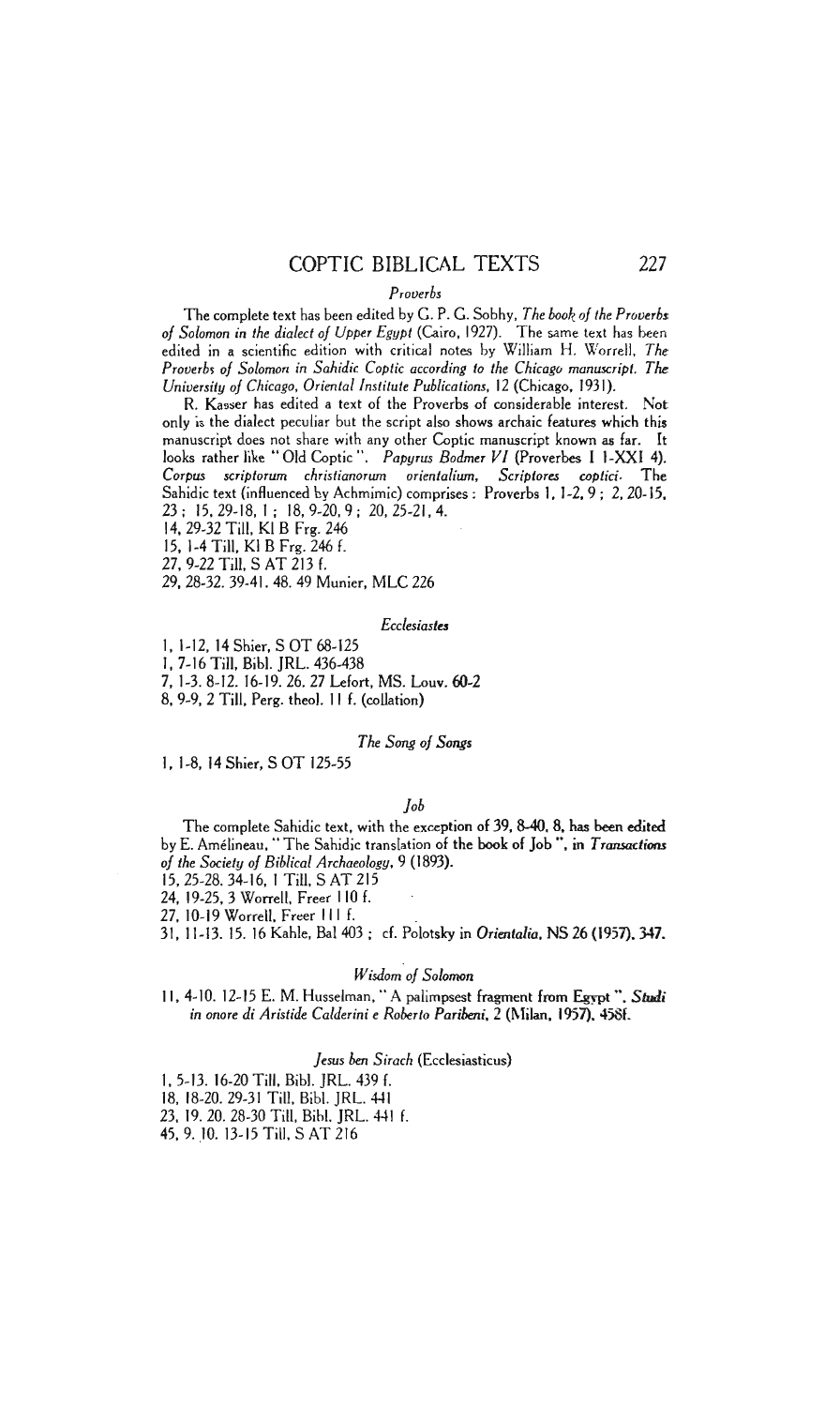### *Proverbs*

The complete text has been edited by G. P. G. Sobhy, *The book of the Proverbs of Solomon in the dialect of Upper Egypt* (Cairo, 1927). The same text has been edited in a scientific edition with critical notes by William H. Worrell, *The Proverbs of Solomon in Sahidic Coptic according to the Chicago manuscript. The University of Chicago, Oriental Institute Publications*, 12 (Chicago, 1931).

R. Kasser has edited a text of the Proverbs of considerable interest. Not only is the dialect peculiar but the script also shows archaic features which this manuscript does not share with any other Coptic manuscript known as far. It looks rather like "Old Coptic". *Papyrus Bodmer VI* (Proverbes I 1-XXI 4). *Corpus scriptorum christianorum orientalium, Scriptores coptici.* The Sahidic text (influenced by Achmimic) comprises: Proverbs 1, 1-2, 9; 2, 20-15, 23; 15, 29-18, 1; 18, 9-20, 9; 20, 25-21, 4.

14, 29-32 Till, Kl B Frg. 246
15, 1-4 Till, Kl B Frg. 246 f.
27, 9-22 Till, S AT 213 f.
29, 28-32. 39-41. 48. 49 Munier, MLC 226

### *Ecclesiastes*

1, 1-12, 14 Shier, S OT 68-125
1, 7-16 Till, Bibl. JRL. 436-438
7, 1-3. 8-12. 16-19. 26. 27 Lefort, MS. Louv. 60-2
8, 9-9, 2 Till, Perg. theol. 11 f. (collation)

### *The Song of Songs*

1, 1-8, 14 Shier, S OT 125-55

### *Job*

The complete Sahidic text, with the exception of 39, 8-40, 8, has been edited by E. Amélineau, "The Sahidic translation of the book of Job", in *Transactions of the Society of Biblical Archaeology*, 9 (1893).

15, 25-28. 34-16, 1 Till, S AT 215
24, 19-25, 3 Worrell, Freer 110 f.
27, 10-19 Worrell, Freer 111 f.
31, 11-13. 15. 16 Kahle, Bal 403 ; cf. Polotsky in *Orientalia*, NS 26 (1957), 347.

### *Wisdom of Solomon*

11, 4-10. 12-15 E. M. Husselman, "A palimpsest fragment from Egypt". *Studi in onore di Aristide Calderini e Roberto Paribeni*, 2 (Milan, 1957), 458f.

### *Jesus ben Sirach* (Ecclesiasticus)

1, 5-13. 16-20 Till, Bibl. JRL. 439 f.
18, 18-20. 29-31 Till, Bibl. JRL. 441
23, 19. 20. 28-30 Till, Bibl. JRL. 441 f.
45, 9. 10. 13-15 Till, S AT 216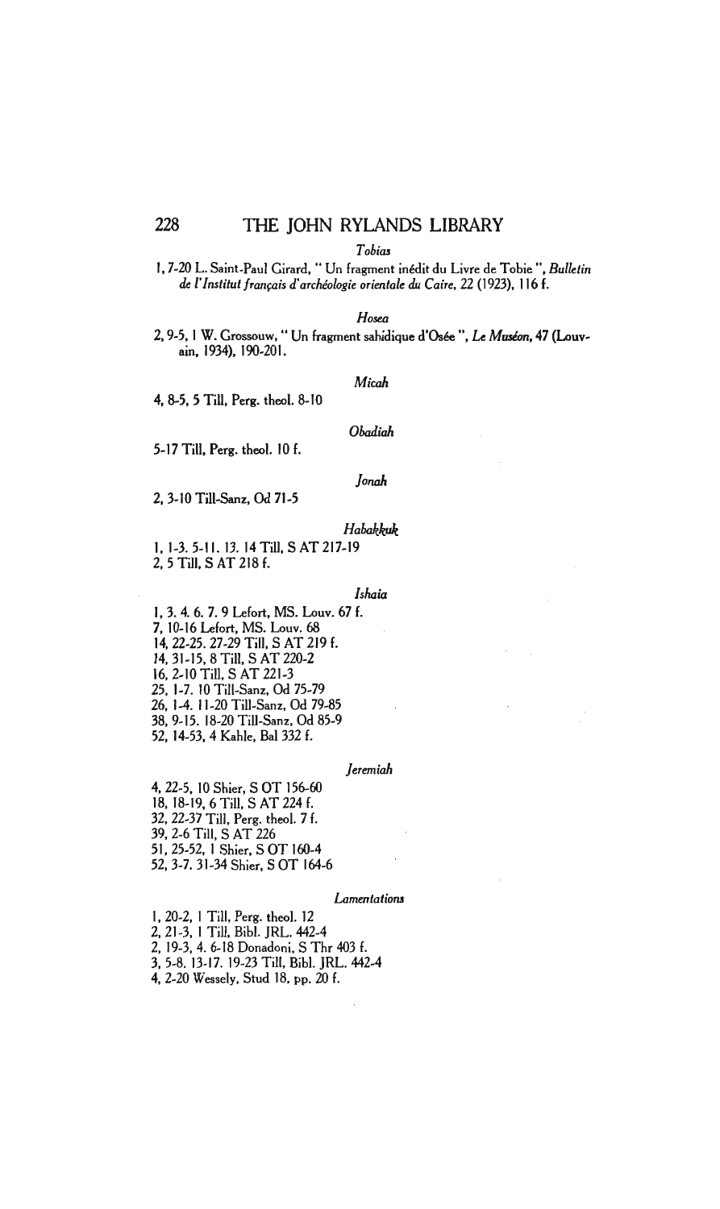*Tobias*

1, 7-20 L. Saint-Paul Girard, " Un fragment inédit du Livre de Tobie ", *Bulletin de l'Institut français d'archéologie orientale du Caire*, 22 (1923), 116 f.

*Hosea*

2, 9-5, 1 W. Grossouw, " Un fragment sahidique d'Osée ", *Le Muséon*, 47 (Louvain, 1934), 190-201.

*Micah*

4, 8-5, 5 Till, Perg. theol. 8-10

*Obadiah*

5-17 Till, Perg. theol. 10 f.

*Jonah*

2, 3-10 Till-Sanz, Od 71-5

*Habakkuk*

1, 1-3. 5-11. 13. 14 Till, S AT 217-19
2, 5 Till, S AT 218 f.

*Ishaia*

1, 3. 4. 6. 7. 9 Lefort, MS. Louv. 67 f.
7, 10-16 Lefort, MS. Louv. 68
14, 22-25. 27-29 Till, S AT 219 f.
14, 31-15, 8 Till, S AT 220-2
16, 2-10 Till, S AT 221-3
25, 1-7. 10 Till-Sanz, Od 75-79
26, 1-4. 11-20 Till-Sanz, Od 79-85
38, 9-15. 18-20 Till-Sanz, Od 85-9
52, 14-53, 4 Kahle, Bal 332 f.

*Jeremiah*

4, 22-5, 10 Shier, S OT 156-60
18, 18-19, 6 Till, S AT 224 f.
32, 22-37 Till, Perg. theol. 7 f.
39, 2-6 Till, S AT 226
51, 25-52, 1 Shier, S OT 160-4
52, 3-7. 31-34 Shier, S OT 164-6

*Lamentations*

1, 20-2, 1 Till, Perg. theol. 12
2, 21-3, 1 Till, Bibl. JRL. 442-4
2, 19-3, 4. 6-18 Donadoni, S Thr 403 f.
3, 5-8. 13-17. 19-23 Till, Bibl. JRL. 442-4
4, 2-20 Wessely, Stud 18, pp. 20 f.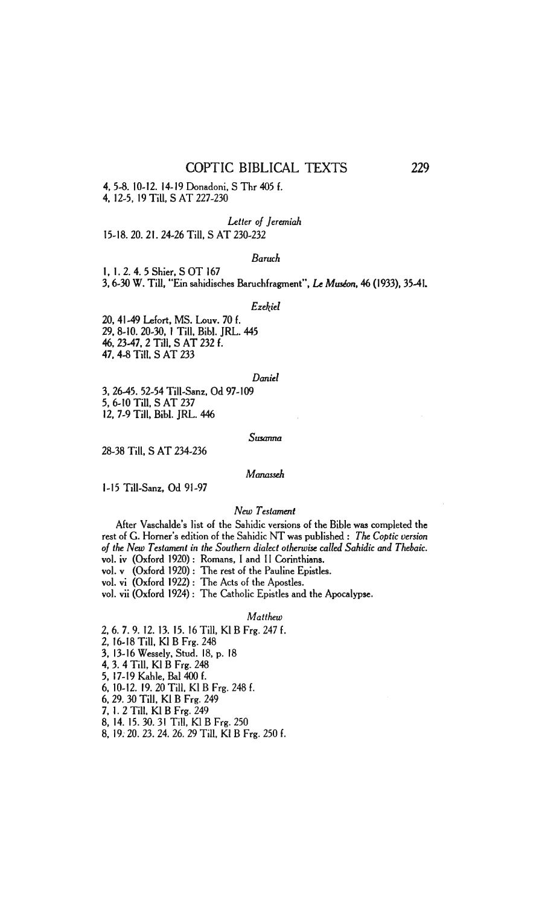4, 5-8. 10-12. 14-19 Donadoni, S Thr 405 f.
4, 12-5, 19 Till, S AT 227-230

### *Letter of Jeremiah*

15-18. 20. 21. 24-26 Till, S AT 230-232

### *Baruch*

1, 1. 2. 4. 5 Shier, S OT 167
3, 6-30 W. Till, "Ein sahidisches Baruchfragment", *Le Muséon*, 46 (1933), 35-41.

### *Ezekiel*

20, 41-49 Lefort, MS. Louv. 70 f.
29, 8-10. 20-30, 1 Till, Bibl. JRL. 445
46, 23-47, 2 Till, S AT 232 f.
47, 4-8 Till, S AT 233

### *Daniel*

3, 26-45. 52-54 Till-Sanz, Od 97-109
5, 6-10 Till, S AT 237
12, 7-9 Till, Bibl. JRL. 446

### *Susanna*

28-38 Till, S AT 234-236

### *Manasseh*

1-15 Till-Sanz, Od 91-97

### *New Testament*

After Vaschalde's list of the Sahidic versions of the Bible was completed the rest of G. Horner's edition of the Sahidic NT was published : *The Coptic version of the New Testament in the Southern dialect otherwise called Sahidic and Thebaic.*
vol. iv (Oxford 1920) : Romans, I and II Corinthians.
vol. v (Oxford 1920) : The rest of the Pauline Epistles.
vol. vi (Oxford 1922) : The Acts of the Apostles.
vol. vii (Oxford 1924) : The Catholic Epistles and the Apocalypse.

### *Matthew*

2, 6. 7. 9. 12. 13. 15. 16 Till, Kl B Frg. 247 f.
2, 16-18 Till, Kl B Frg. 248
3, 13-16 Wessely, Stud. 18, p. 18
4, 3. 4 Till, Kl B Frg. 248
5, 17-19 Kahle, Bal 400 f.
6, 10-12. 19. 20 Till, Kl B Frg. 248 f.
6, 29. 30 Till, Kl B Frg. 249
7, 1. 2 Till, Kl B Frg. 249
8, 14. 15. 30. 31 Till, Kl B Frg. 250
8, 19. 20. 23. 24. 26. 29 Till, Kl B Frg. 250 f.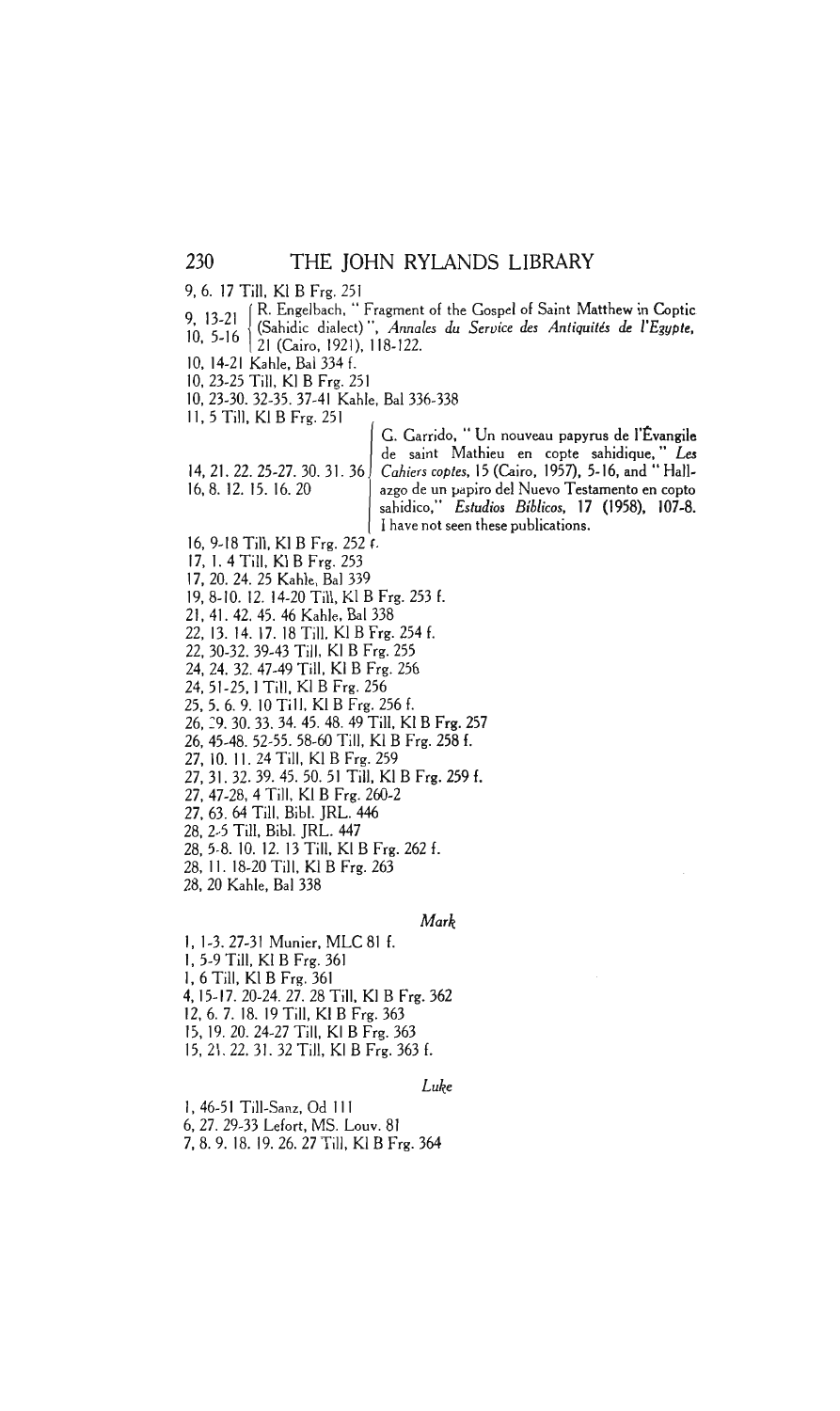9, 6. 17 Till, Kl B Frg. 251

9, 13-21 / 10, 5-16 — R. Engelbach, "Fragment of the Gospel of Saint Matthew in Coptic (Sahidic dialect)", *Annales du Service des Antiquités de l'Egypte*, 21 (Cairo, 1921), 118-122.

10, 14-21 Kahle, Bal 334 f.

10, 23-25 Till, Kl B Frg. 251

10, 23-30. 32-35. 37-41 Kahle, Bal 336-338

11, 5 Till, Kl B Frg. 251

14, 21. 22. 25-27. 30. 31. 36 / 16, 8. 12. 15. 16. 20 — G. Garrido, "Un nouveau papyrus de l'Évangile de saint Mathieu en copte sahidique," *Les Cahiers coptes*, 15 (Cairo, 1957), 5-16, and "Hallazgo de un papiro del Nuevo Testamento en copto sahidico," *Estudios Biblicos*, 17 (1958), 107-8. I have not seen these publications.

16, 9-18 Till, Kl B Frg. 252 f.

17, 1. 4 Till, Kl B Frg. 253

17, 20. 24. 25 Kahle, Bal 339

19, 8-10. 12. 14-20 Till, Kl B Frg. 253 f.

21, 41. 42. 45. 46 Kahle, Bal 338

22, 13. 14. 17. 18 Till, Kl B Frg. 254 f.

22, 30-32. 39-43 Till, Kl B Frg. 255

24, 24. 32. 47-49 Till, Kl B Frg. 256

24, 51-25, 1 Till, Kl B Frg. 256

25, 5. 6. 9. 10 Till, Kl B Frg. 256 f.

26, 29. 30. 33. 34. 45. 48. 49 Till, Kl B Frg. 257

26, 45-48. 52-55. 58-60 Till, Kl B Frg. 258 f.

27, 10. 11. 24 Till, Kl B Frg. 259

27, 31. 32. 39. 45. 50. 51 Till, Kl B Frg. 259 f.

27, 47-28, 4 Till, Kl B Frg. 260-2

27, 63. 64 Till, Bibl. JRL. 446

28, 2-5 Till, Bibl. JRL. 447

28, 5-8. 10. 12. 13 Till, Kl B Frg. 262 f.

28, 11. 18-20 Till, Kl B Frg. 263

28, 20 Kahle, Bal 338

### *Mark*

1, 1-3. 27-31 Munier, MLC 81 f.

1, 5-9 Till, Kl B Frg. 361

1, 6 Till, Kl B Frg. 361

4, 15-17. 20-24. 27. 28 Till, Kl B Frg. 362

12, 6. 7. 18. 19 Till, Kl B Frg. 363

15, 19. 20. 24-27 Till, Kl B Frg. 363

15, 21. 22. 31. 32 Till, Kl B Frg. 363 f.

### *Luke*

1, 46-51 Till-Sanz, Od 111

6, 27. 29-33 Lefort, MS. Louv. 81

7, 8. 9. 18. 19. 26. 27 Till, Kl B Frg. 364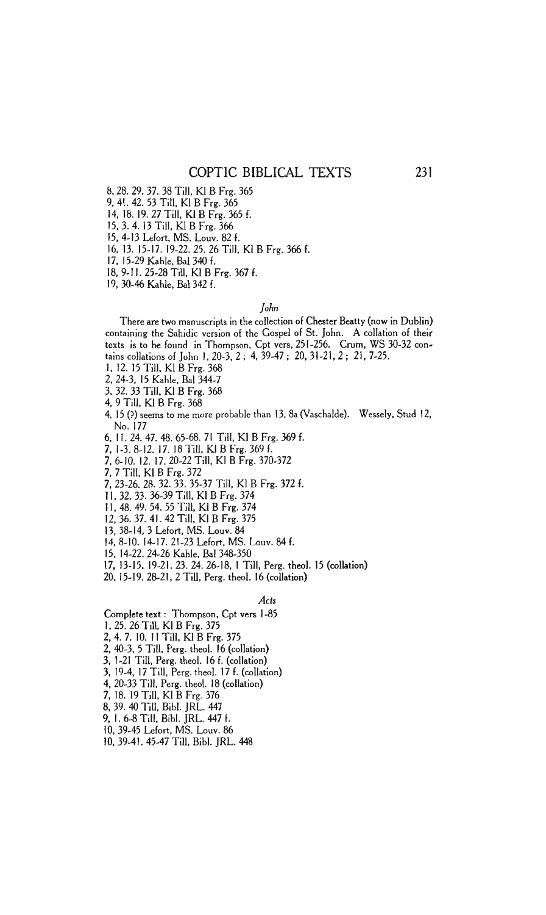8, 28. 29. 37. 38 Till, Kl B Frg. 365
9, 41. 42. 53 Till, Kl B Frg. 365
14, 18. 19. 27 Till, Kl B Frg. 365 f.
15, 3. 4. 13 Till, Kl B Frg. 366
15, 4-13 Lefort, MS. Louv. 82 f.
16, 13. 15-17. 19-22. 25. 26 Till, Kl B Frg. 366 f.
17, 15-29 Kahle, Bal 340 f.
18, 9-11. 25-28 Till, Kl B Frg. 367 f.
19, 30-46 Kahle, Bal 342 f.

### *John*

There are two manuscripts in the collection of Chester Beatty (now in Dublin) containing the Sahidic version of the Gospel of St. John. A collation of their texts is to be found in Thompson, Cpt vers, 251-256. Crum, WS 30-32 contains collations of John 1, 20-3, 2 ; 4, 39-47 ; 20, 31-21, 2 ; 21, 7-25.

1, 12. 15 Till, Kl B Frg. 368
2, 24-3, 15 Kahle, Bal 344-7
3, 32. 33 Till, Kl B Frg. 368
4, 9 Till, Kl B Frg. 368
4, 15 (?) seems to me more probable than 13, 8a (Vaschalde). Wessely, Stud 12, No. 177
6, 11. 24. 47. 48. 65-68. 71 Till, Kl B Frg. 369 f.
7, 1-3. 8-12. 17. 18 Till, Kl B Frg. 369 f.
7, 6-10. 12. 17. 20-22 Till, Kl B Frg. 370-372
7, 7 Till, Kl B Frg. 372
7, 23-26. 28. 32. 33. 35-37 Till, Kl B Frg. 372 f.
11, 32. 33. 36-39 Till, Kl B Frg. 374
11, 48. 49. 54. 55 Till, Kl B Frg. 374
12, 36. 37. 41. 42 Till, Kl B Frg. 375
13, 38-14, 3 Lefort, MS. Louv. 84
14, 8-10. 14-17. 21-23 Lefort, MS. Louv. 84 f.
15, 14-22. 24-26 Kahle, Bal 348-350
17, 13-15. 19-21. 23. 24. 26-18, 1 Till, Perg. theol. 15 (collation)
20, 15-19. 28-21, 2 Till, Perg. theol. 16 (collation)

### *Acts*

Complete text : Thompson, Cpt vers 1-85
1, 25. 26 Till, Kl B Frg. 375
2, 4. 7. 10. 11 Till, Kl B Frg. 375
2, 40-3, 5 Till, Perg. theol. 16 (collation)
3, 1-21 Till, Perg. theol. 16 f. (collation)
3, 19-4, 17 Till, Perg. theol. 17 f. (collation)
4, 20-33 Till, Perg. theol. 18 (collation)
7, 18. 19 Till, Kl B Frg. 376
8, 39. 40 Till, Bibl. JRL. 447
9, 1. 6-8 Till, Bibl. JRL. 447 f.
10, 39-45 Lefort, MS. Louv. 86
10, 39-41. 45-47 Till, Bibl. JRL. 448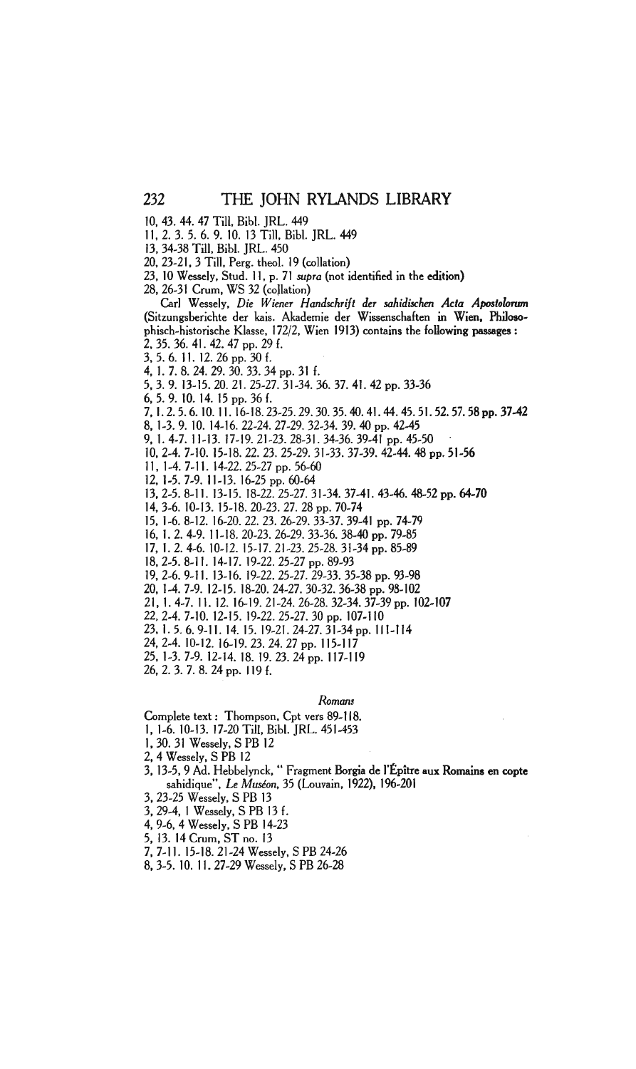10, 43. 44. 47 Till, Bibl. JRL. 449

11, 2. 3. 5. 6. 9. 10. 13 Till, Bibl. JRL. 449

13, 34-38 Till, Bibl. JRL. 450

20, 23-21, 3 Till, Perg. theol. 19 (collation)

23, 10 Wessely, Stud. 11, p. 71 *supra* (not identified in the edition)

28, 26-31 Crum, WS 32 (collation)

Carl Wessely, *Die Wiener Handschrift der sahidischen Acta Apostolorum* (Sitzungsberichte der kais. Akademie der Wissenschaften in Wien, Philosophisch-historische Klasse, 172/2, Wien 1913) contains the following passages :

2, 35. 36. 41. 42. 47 pp. 29 f.

3, 5. 6. 11. 12. 26 pp. 30 f.

4, 1. 7. 8. 24. 29. 30. 33. 34 pp. 31 f.

5, 3. 9. 13-15. 20. 21. 25-27. 31-34. 36. 37. 41. 42 pp. 33-36

6, 5. 9. 10. 14. 15 pp. 36 f.

7, 1. 2. 5. 6. 10. 11. 16-18. 23-25. 29. 30. 35. 40. 41. 44. 45. 51. 52. 57. 58 pp. 37-42

8, 1-3. 9. 10. 14-16. 22-24. 27-29. 32-34. 39. 40 pp. 42-45

9, 1. 4-7. 11-13. 17-19. 21-23. 28-31. 34-36. 39-41 pp. 45-50

10, 2-4. 7-10. 15-18. 22. 23. 25-29. 31-33. 37-39. 42-44. 48 pp. 51-56

11, 1-4. 7-11. 14-22. 25-27 pp. 56-60

12, 1-5. 7-9. 11-13. 16-25 pp. 60-64

13, 2-5. 8-11. 13-15. 18-22. 25-27. 31-34. 37-41. 43-46. 48-52 pp. 64-70

14, 3-6. 10-13. 15-18. 20-23. 27. 28 pp. 70-74

15, 1-6. 8-12. 16-20. 22. 23. 26-29. 33-37. 39-41 pp. 74-79

16, 1. 2. 4-9. 11-18. 20-23. 26-29. 33-36. 38-40 pp. 79-85

17, 1. 2. 4-6. 10-12. 15-17. 21-23. 25-28. 31-34 pp. 85-89

18, 2-5. 8-11. 14-17. 19-22. 25-27 pp. 89-93

19, 2-6. 9-11. 13-16. 19-22. 25-27. 29-33. 35-38 pp. 93-98

20, 1-4. 7-9. 12-15. 18-20. 24-27. 30-32. 36-38 pp. 98-102

21, 1. 4-7. 11. 12. 16-19. 21-24. 26-28. 32-34. 37-39 pp. 102-107

22, 2-4. 7-10. 12-15. 19-22. 25-27. 30 pp. 107-110

23, 1. 5. 6. 9-11. 14. 15. 19-21. 24-27. 31-34 pp. 111-114

24, 2-4. 10-12. 16-19. 23. 24. 27 pp. 115-117

25, 1-3. 7-9. 12-14. 18. 19. 23. 24 pp. 117-119

26, 2. 3. 7. 8. 24 pp. 119 f.

### *Romans*

Complete text : Thompson, Cpt vers 89-118.

1, 1-6. 10-13. 17-20 Till, Bibl. JRL. 451-453

1, 30. 31 Wessely, S PB 12

2, 4 Wessely, S PB 12

3, 13-5, 9 Ad. Hebbelynck, " Fragment Borgia de l'Épître aux Romains en copte sahidique", *Le Muséon*, 35 (Louvain, 1922), 196-201

3, 23-25 Wessely, S PB 13

3, 29-4, 1 Wessely, S PB 13 f.

4, 9-6, 4 Wessely, S PB 14-23

5, 13. 14 Crum, ST no. 13

7, 7-11. 15-18. 21-24 Wessely, S PB 24-26

8, 3-5. 10. 11. 27-29 Wessely, S PB 26-28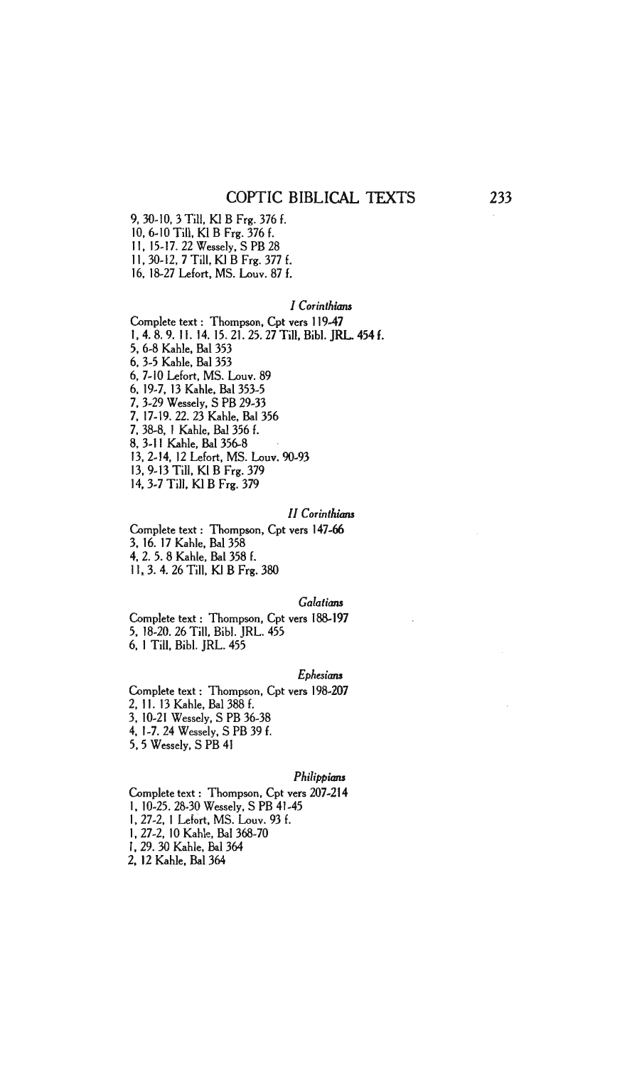9, 30-10, 3 Till, Kl B Frg. 376 f.
10, 6-10 Till, Kl B Frg. 376 f.
11, 15-17. 22 Wessely, S PB 28
11, 30-12, 7 Till, Kl B Frg. 377 f.
16, 18-27 Lefort, MS. Louv. 87 f.

### *I Corinthians*

Complete text : Thompson, Cpt vers 119-47
1, 4. 8. 9. 11. 14. 15. 21. 25. 27 Till, Bibl. JRL. 454 f.
5, 6-8 Kahle, Bal 353
6, 3-5 Kahle, Bal 353
6, 7-10 Lefort, MS. Louv. 89
6, 19-7, 13 Kahle, Bal 353-5
7, 3-29 Wessely, S PB 29-33
7, 17-19. 22. 23 Kahle, Bal 356
7, 38-8, 1 Kahle, Bal 356 f.
8, 3-11 Kahle, Bal 356-8
13, 2-14, 12 Lefort, MS. Louv. 90-93
13, 9-13 Till, Kl B Frg. 379
14, 3-7 Till, Kl B Frg. 379

### *II Corinthians*

Complete text : Thompson, Cpt vers 147-66
3, 16. 17 Kahle, Bal 358
4, 2. 5. 8 Kahle, Bal 358 f.
11, 3. 4. 26 Till, Kl B Frg. 380

### *Galatians*

Complete text : Thompson, Cpt vers 188-197
5, 18-20. 26 Till, Bibl. JRL. 455
6, 1 Till, Bibl. JRL. 455

### *Ephesians*

Complete text : Thompson, Cpt vers 198-207
2, 11. 13 Kahle, Bal 388 f.
3, 10-21 Wessely, S PB 36-38
4, 1-7. 24 Wessely, S PB 39 f.
5, 5 Wessely, S PB 41

### *Philippians*

Complete text : Thompson, Cpt vers 207-214
1, 10-25. 28-30 Wessely, S PB 41-45
1, 27-2, 1 Lefort, MS. Louv. 93 f.
1, 27-2, 10 Kahle, Bal 368-70
1, 29. 30 Kahle, Bal 364
2, 12 Kahle, Bal 364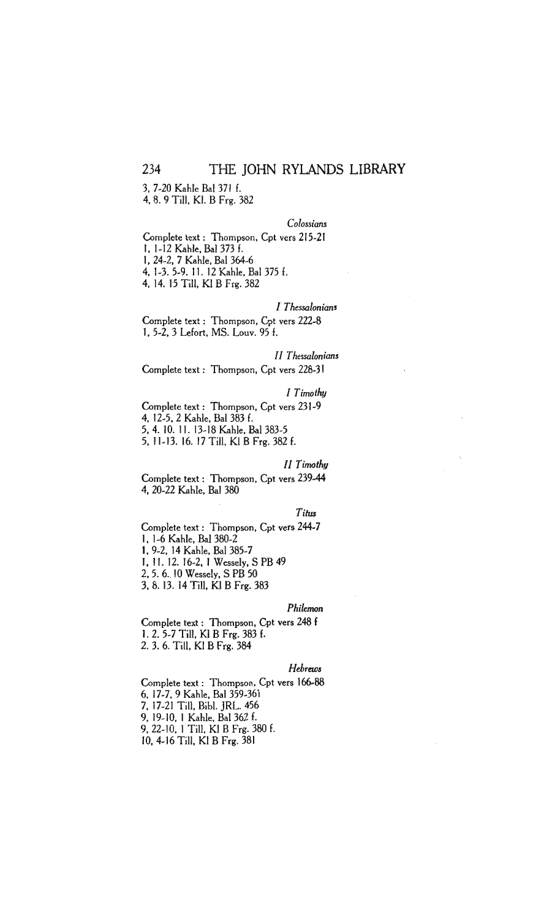3, 7-20 Kahle Bal 371 f.
4, 8. 9 Till, Kl. B Frg. 382

*Colossians*

Complete text : Thompson, Cpt vers 215-21
1, 1-12 Kahle, Bal 373 f.
1, 24-2, 7 Kahle, Bal 364-6
4, 1-3. 5-9. 11. 12 Kahle, Bal 375 f.
4, 14. 15 Till, Kl B Frg. 382

*I Thessalonians*

Complete text : Thompson, Cpt vers 222-8
1, 5-2, 3 Lefort, MS. Louv. 95 f.

*II Thessalonians*

Complete text : Thompson, Cpt vers 228-31

*I Timothy*

Complete text : Thompson, Cpt vers 231-9
4, 12-5, 2 Kahle, Bal 383 f.
5, 4. 10. 11. 13-18 Kahle, Bal 383-5
5, 11-13. 16. 17 Till, Kl B Frg. 382 f.

*II Timothy*

Complete text : Thompson, Cpt vers 239-44
4, 20-22 Kahle, Bal 380

*Titus*

Complete text : Thompson, Cpt vers 244-7
1, 1-6 Kahle, Bal 380-2
1, 9-2, 14 Kahle, Bal 385-7
1, 11. 12. 16-2, 1 Wessely, S PB 49
2, 5. 6. 10 Wessely, S PB 50
3, 8. 13. 14 Till, Kl B Frg. 383

*Philemon*

Complete text : Thompson, Cpt vers 248 f
1. 2. 5-7 Till, Kl B Frg. 383 f.
2. 3. 6. Till, Kl B Frg. 384

*Hebrews*

Complete text : Thompson, Cpt vers 166-88
6, 17-7, 9 Kahle, Bal 359-361
7, 17-21 Till, Bibl. JRL. 456
9, 19-10, 1 Kahle, Bal 362 f.
9, 22-10, 1 Till, Kl B Frg. 380 f.
10, 4-16 Till, Kl B Frg. 381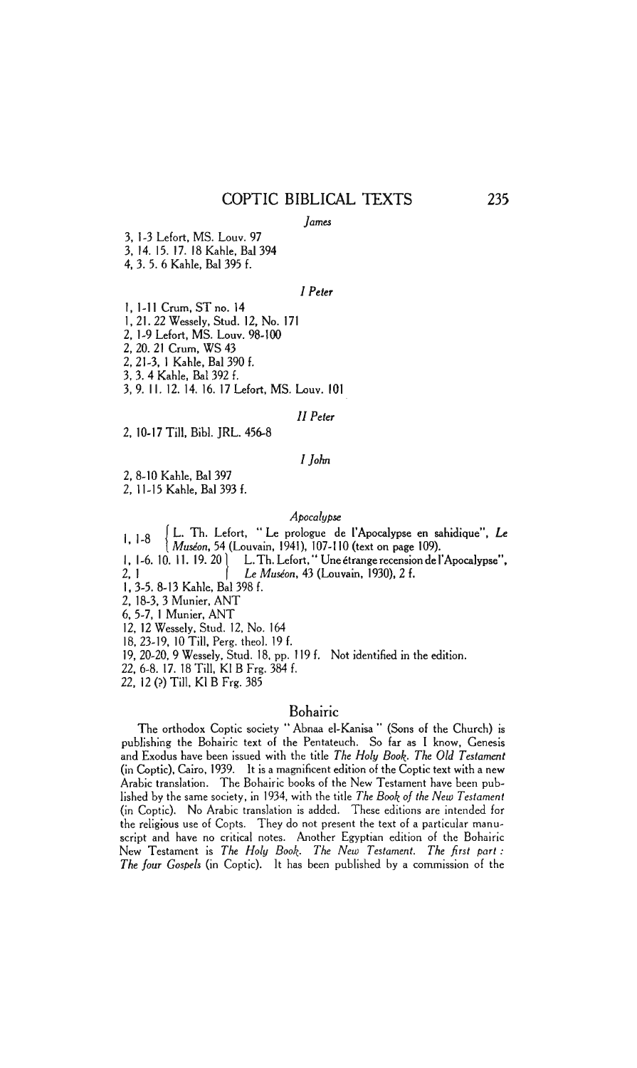*James*

3, 1-3 Lefort, MS. Louv. 97
3, 14. 15. 17. 18 Kahle, Bal 394
4, 3. 5. 6 Kahle, Bal 395 f.

*I Peter*

1, 1-11 Crum, ST no. 14
1, 21. 22 Wessely, Stud. 12, No. 171
2, 1-9 Lefort, MS. Louv. 98-100
2, 20. 21 Crum, WS 43
2, 21-3, 1 Kahle, Bal 390 f.
3, 3. 4 Kahle, Bal 392 f.
3, 9. 11. 12. 14. 16. 17 Lefort, MS. Louv. 101

*II Peter*

2, 10-17 Till, Bibl. JRL. 456-8

*I John*

2, 8-10 Kahle, Bal 397
2, 11-15 Kahle, Bal 393 f.

*Apocalypse*

1, 1-8 L. Th. Lefort, " Le prologue de l'Apocalypse en sahidique", *Le Muséon*, 54 (Louvain, 1941), 107-110 (text on page 109).
1, 1-6. 10. 11. 19. 20; 2, 1 L. Th. Lefort, " Une étrange recension de l'Apocalypse", *Le Muséon*, 43 (Louvain, 1930), 2 f.
1, 3-5. 8-13 Kahle, Bal 398 f.
2, 18-3, 3 Munier, ANT
6, 5-7, 1 Munier, ANT
12, 12 Wessely, Stud. 12, No. 164
18, 23-19, 10 Till, Perg. theol. 19 f.
19, 20-20, 9 Wessely, Stud. 18, pp. 119 f. Not identified in the edition.
22, 6-8. 17. 18 Till, Kl B Frg. 384 f.
22, 12 (?) Till, Kl B Frg. 385

## Bohairic

The orthodox Coptic society " Abnaa el-Kanisa " (Sons of the Church) is publishing the Bohairic text of the Pentateuch. So far as I know, Genesis and Exodus have been issued with the title *The Holy Book. The Old Testament* (in Coptic), Cairo, 1939. It is a magnificent edition of the Coptic text with a new Arabic translation. The Bohairic books of the New Testament have been published by the same society, in 1934, with the title *The Book of the New Testament* (in Coptic). No Arabic translation is added. These editions are intended for the religious use of Copts. They do not present the text of a particular manuscript and have no critical notes. Another Egyptian edition of the Bohairic New Testament is *The Holy Book. The New Testament. The first part: The four Gospels* (in Coptic). It has been published by a commission of the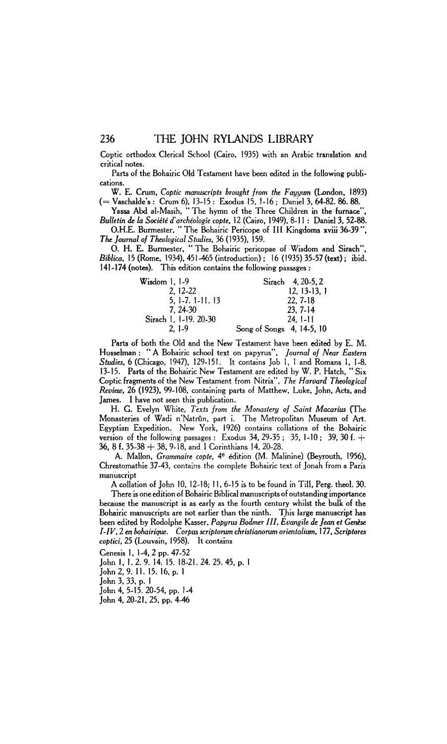Coptic orthodox Clerical School (Cairo, 1935) with an Arabic translation and critical notes.

Parts of the Bohairic Old Testament have been edited in the following publications.

W. E. Crum, *Coptic manuscripts brought from the Fayyum* (London, 1893) (= Vaschalde's : Crum 6), 13-15 : Exodus 15, 1-16 ; Daniel 3, 64-82. 86. 88.

Yassa Abd al-Masih, " The hymn of the Three Children in the furnace", *Bulletin de la Société d'archéologie copte*, 12 (Cairo, 1949), 8-11 : Daniel 3, 52-88.

O.H.E. Burmester, " The Bohairic Pericope of III Kingdoms xviii 36-39 ", *The Journal of Theological Studies*, 36 (1935), 159.

O. H. E. Burmester, " The Bohairic pericopae of Wisdom and Sirach", *Biblica*, 15 (Rome, 1934), 451-465 (introduction) ; 16 (1935) 35-57 (text) ; ibid. 141-174 (notes). This edition contains the following passages :

| | |
|---|---|
| Wisdom 1, 1-9 | Sirach 4, 20-5, 2 |
| 2, 12-22 | 12, 13-13, 1 |
| 5, 1-7. 1-11. 13 | 22, 7-18 |
| 7, 24-30 | 23, 7-14 |
| Sirach 1, 1-19. 20-30 | 24, 1-11 |
| 2, 1-9 | Song of Songs 4, 14-5, 10 |

Parts of both the Old and the New Testament have been edited by E. M. Husselman : " A Bohairic school text on papyrus", *Journal of Near Eastern Studies*, 6 (Chicago, 1947), 129-151. It contains Job 1, 1 and Romans 1, 1-8. 13-15. Parts of the Bohairic New Testament are edited by W. P. Hatch, " Six Coptic fragments of the New Testament from Nitria", *The Harvard Theological Review*, 26 (1923), 99-108, containing parts of Matthew, Luke, John, Acts, and James. I have not seen this publication.

H. G. Evelyn White, *Texts from the Monastery of Saint Macarius* (The Monasteries of Wadi n'Natrûn, part i. The Metropolitan Museum of Art. Egyptian Expedition. New York, 1926) contains collations of the Bohairic version of the following passages : Exodus 34, 29-35 ; 35, 1-10 ; 39, 30 f. + 36, 8 f. 35-38 + 38, 9-18, and I Corinthians 14, 20-28.

A. Mallon, *Grammaire copte*, 4e édition (M. Malinine) (Beyrouth, 1956), Chrestomathie 37-43, contains the complete Bohairic text of Jonah from a Paris manuscript

A collation of John 10, 12-18; 11, 6-15 is to be found in Till, Perg. theol. 30.

There is one edition of Bohairic Biblical manuscripts of outstanding importance because the manuscript is as early as the fourth century whilst the bulk of the Bohairic manuscripts are not earlier than the ninth. This large manuscript has been edited by Rodolphe Kasser, *Papyrus Bodmer III, Évangile de Jean et Genèse I-IV, 2 en bohairique*. *Corpus scriptorum christianorum orientalium*, 177, *Scriptores coptici*, 25 (Louvain, 1958). It contains

Genesis 1, 1-4, 2 pp. 47-52  
John 1, 1. 2. 9. 14. 15. 18-21. 24. 25. 45, p. 1  
John 2, 9. 11. 15. 16, p. 1  
John 3, 33, p. 1  
John 4, 5-15. 20-54, pp. 1-4  
John 4, 20-21, 25, pp. 4-46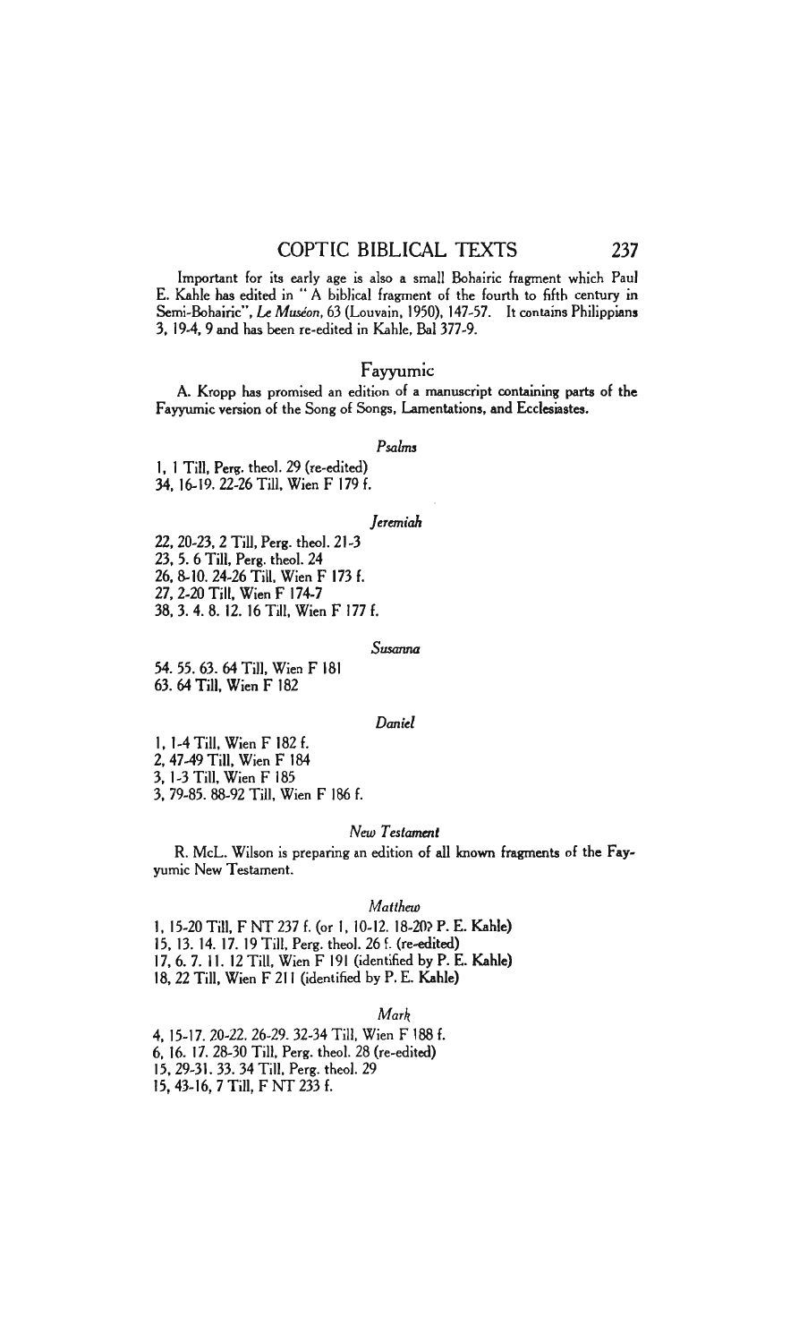Important for its early age is also a small Bohairic fragment which Paul E. Kahle has edited in " A biblical fragment of the fourth to fifth century in Semi-Bohairic", *Le Muséon*, 63 (Louvain, 1950), 147-57. It contains Philippians 3, 19-4, 9 and has been re-edited in Kahle, Bal 377-9.

## Fayyumic

A. Kropp has promised an edition of a manuscript containing parts of the Fayyumic version of the Song of Songs, Lamentations, and Ecclesiastes.

### *Psalms*

1, 1 Till, Perg. theol. 29 (re-edited)
34, 16-19. 22-26 Till, Wien F 179 f.

### *Jeremiah*

22, 20-23, 2 Till, Perg. theol. 21-3
23, 5. 6 Till, Perg. theol. 24
26, 8-10. 24-26 Till, Wien F 173 f.
27, 2-20 Till, Wien F 174-7
38, 3. 4. 8. 12. 16 Till, Wien F 177 f.

### *Susanna*

54. 55. 63. 64 Till, Wien F 181
63. 64 Till, Wien F 182

### *Daniel*

1, 1-4 Till, Wien F 182 f.
2, 47-49 Till, Wien F 184
3, 1-3 Till, Wien F 185
3, 79-85. 88-92 Till, Wien F 186 f.

### *New Testament*

R. McL. Wilson is preparing an edition of all known fragments of the Fayyumic New Testament.

### *Matthew*

1, 15-20 Till, F NT 237 f. (or 1, 10-12. 18-20? P. E. Kahle)
15, 13. 14. 17. 19 Till, Perg. theol. 26 f. (re-edited)
17, 6. 7. 11. 12 Till, Wien F 191 (identified by P. E. Kahle)
18, 22 Till, Wien F 211 (identified by P. E. Kahle)

### *Mark*

4, 15-17. 20-22. 26-29. 32-34 Till, Wien F 188 f.
6, 16. 17. 28-30 Till, Perg. theol. 28 (re-edited)
15, 29-31. 33. 34 Till, Perg. theol. 29
15, 43-16, 7 Till, F NT 233 f.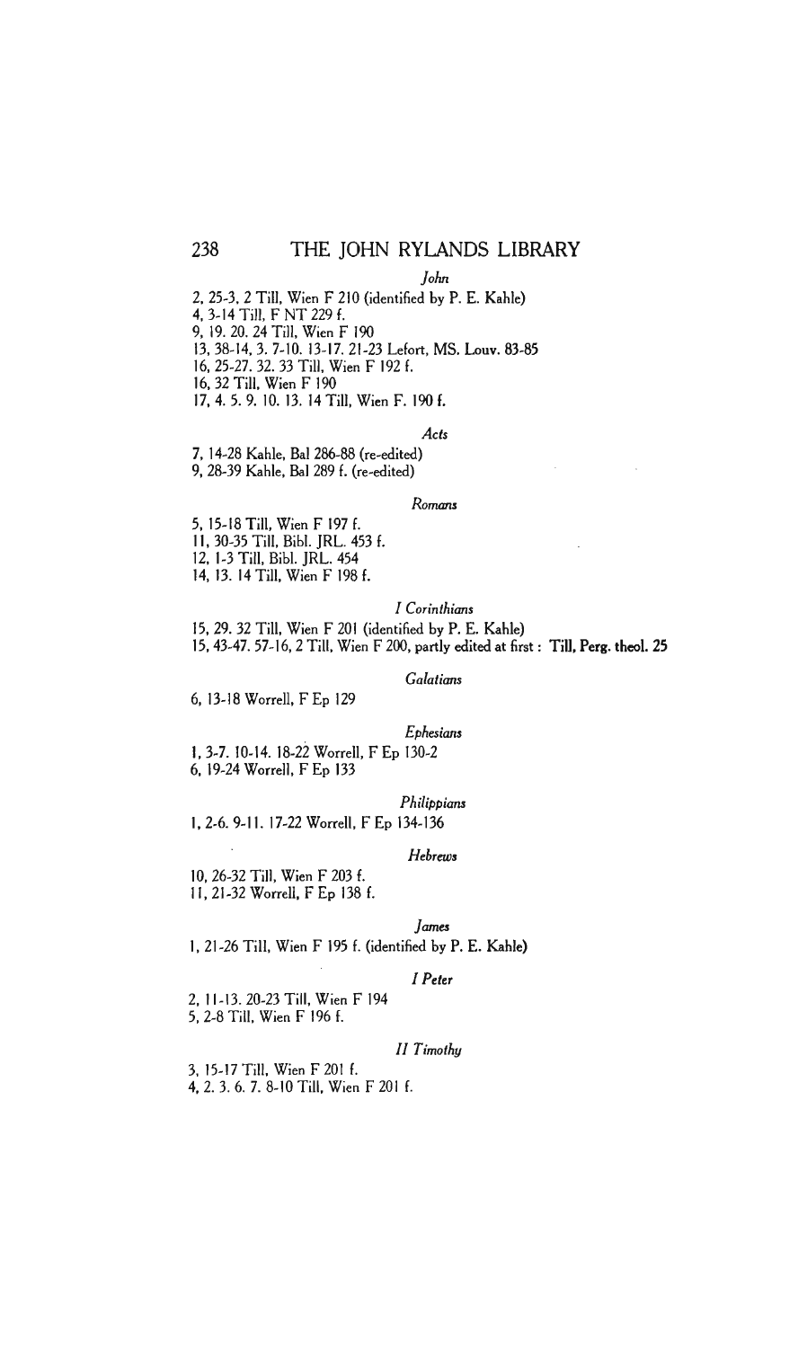*John*

2, 25-3, 2 Till, Wien F 210 (identified by P. E. Kahle)
4, 3-14 Till, F NT 229 f.
9, 19. 20. 24 Till, Wien F 190
13, 38-14, 3. 7-10. 13-17. 21-23 Lefort, MS. Louv. 83-85
16, 25-27. 32. 33 Till, Wien F 192 f.
16, 32 Till, Wien F 190
17, 4. 5. 9. 10. 13. 14 Till, Wien F. 190 f.

*Acts*

7, 14-28 Kahle, Bal 286-88 (re-edited)
9, 28-39 Kahle, Bal 289 f. (re-edited)

*Romans*

5, 15-18 Till, Wien F 197 f.
11, 30-35 Till, Bibl. JRL. 453 f.
12, 1-3 Till, Bibl. JRL. 454
14, 13. 14 Till, Wien F 198 f.

*I Corinthians*

15, 29. 32 Till, Wien F 201 (identified by P. E. Kahle)
15, 43-47. 57-16, 2 Till, Wien F 200, partly edited at first : **Till, Perg. theol. 25**

*Galatians*

6, 13-18 Worrell, F Ep 129

*Ephesians*

1, 3-7. 10-14. 18-22 Worrell, F Ep 130-2
6, 19-24 Worrell, F Ep 133

*Philippians*

1, 2-6. 9-11. 17-22 Worrell, F Ep 134-136

*Hebrews*

10, 26-32 Till, Wien F 203 f.
11, 21-32 Worrell, F Ep 138 f.

*James*

1, 21-26 Till, Wien F 195 f. (identified by P. E. Kahle)

*I Peter*

2, 11-13. 20-23 Till, Wien F 194
5, 2-8 Till, Wien F 196 f.

*II Timothy*

3, 15-17 Till, Wien F 201 f.
4, 2. 3. 6. 7. 8-10 Till, Wien F 201 f.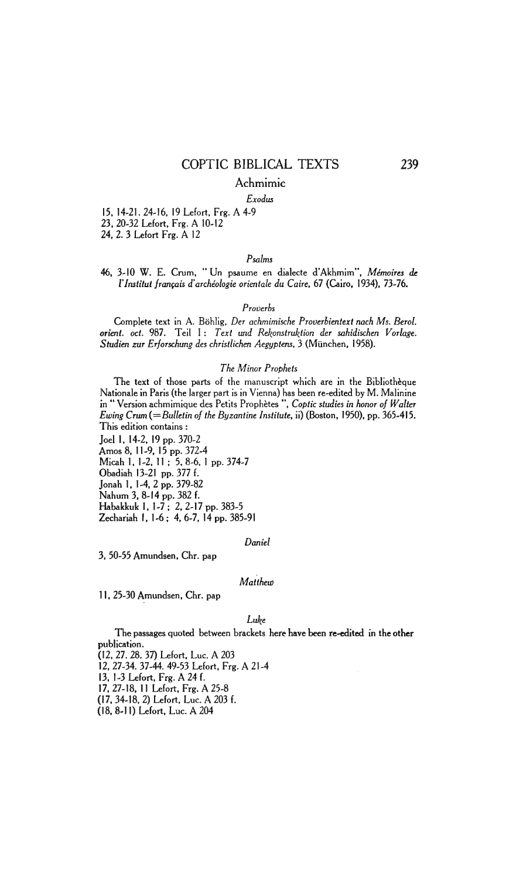## Achmimic

### *Exodus*

15, 14-21. 24-16, 19 Lefort, Frg. A 4-9
23, 20-32 Lefort, Frg. A 10-12
24, 2. 3 Lefort Frg. A 12

### *Psalms*

46, 3-10 W. E. Crum, " Un psaume en dialecte d'Akhmim", *Mémoires de l'Institut français d'archéologie orientale du Caire*, 67 (Cairo, 1934), 73-76.

### *Proverbs*

Complete text in A. Böhlig, *Der achmimische Proverbientext nach Ms. Berol. orient. oct.* 987. Teil I: *Text und Rekonstruktion der sahidischen Vorlage. Studien zur Erforschung des christlichen Aegyptens*, 3 (München, 1958).

### *The Minor Prophets*

The text of those parts of the manuscript which are in the Bibliothèque Nationale in Paris (the larger part is in Vienna) has been re-edited by M. Malinine in " Version achmimique des Petits Prophètes ", *Coptic studies in honor of Walter Ewing Crum* (=*Bulletin of the Byzantine Institute*, ii) (Boston, 1950), pp. 365-415. This edition contains:

Joel 1, 14-2, 19 pp. 370-2
Amos 8, 11-9, 15 pp. 372-4
Micah 1, 1-2, 11; 5, 8-6, 1 pp. 374-7
Obadiah 13-21 pp. 377 f.
Jonah 1, 1-4, 2 pp. 379-82
Nahum 3, 8-14 pp. 382 f.
Habakkuk 1, 1-7; 2, 2-17 pp. 383-5
Zechariah 1, 1-6; 4, 6-7, 14 pp. 385-91

### *Daniel*

3, 50-55 Amundsen, Chr. pap

### *Matthew*

11, 25-30 Amundsen, Chr. pap

### *Luke*

The passages quoted between brackets here have been re-edited in the other publication.

(12, 27. 28. 37) Lefort, Luc. A 203
12, 27-34. 37-44. 49-53 Lefort, Frg. A 21-4
13, 1-3 Lefort, Frg. A 24 f.
17, 27-18, 11 Lefort, Frg. A 25-8
(17, 34-18, 2) Lefort, Luc. A 203 f.
(18, 8-11) Lefort, Luc. A 204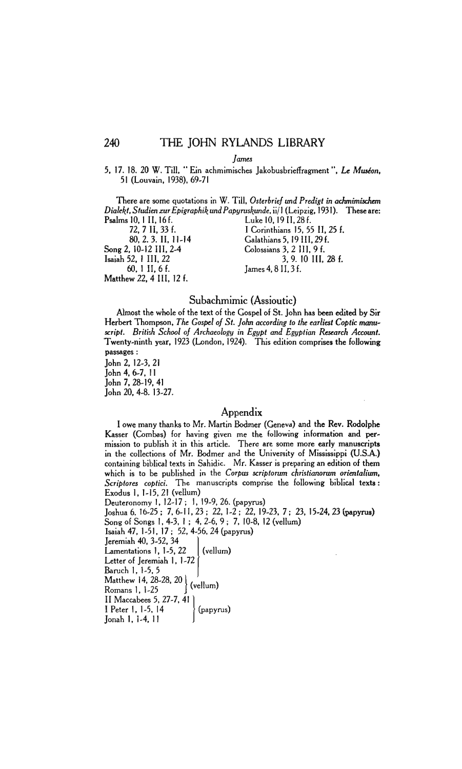*James*

5, 17. 18. 20 W. Till, " Ein achmimisches Jakobusbrieffragment ", *Le Muséon*, 51 (Louvain, 1938), 69-71

There are some quotations in W. Till, *Osterbrief und Predigt in achmimischem Dialekt, Studien zur Epigraphik und Papyruskunde*, ii/1 (Leipzig, 1931). These are:

| | |
|---|---|
| Psalms 10, 1 II, 16 f. | Luke 10, 19 II, 28 f. |
| 72, 7 II, 33 f. | I Corinthians 15, 55 II, 25 f. |
| 80, 2. 3. II, 11-14 | Galathians 5, 19 III, 29 f. |
| Song 2, 10-12 III, 2-4 | Colossians 3, 2 III, 9 f. |
| Isaiah 52, 1 III, 22 | 3, 9. 10 III, 28 f. |
| 60, 1 II, 6 f. | James 4, 8 II, 3 f. |
| Matthew 22, 4 III, 12 f. | |

## Subachmimic (Assioutic)

Almost the whole of the text of the Gospel of St. John has been edited by Sir Herbert Thompson, *The Gospel of St. John according to the earliest Coptic manuscript. British School of Archaeology in Egypt and Egyptian Research Account.* Twenty-ninth year, 1923 (London, 1924). This edition comprises the following passages:

John 2, 12-3, 21
John 4, 6-7, 11
John 7, 28-19, 41
John 20, 4-8. 13-27.

## Appendix

I owe many thanks to Mr. Martin Bodmer (Geneva) and the Rev. Rodolphe Kasser (Combas) for having given me the following information and permission to publish it in this article. There are some more early manuscripts in the collections of Mr. Bodmer and the University of Mississippi (U.S.A.) containing biblical texts in Sahidic. Mr. Kasser is preparing an edition of them which is to be published in the *Corpus scriptorum christianorum orientalium, Scriptores coptici.* The manuscripts comprise the following biblical texts:

Exodus 1, 1-15, 21 (vellum)
Deuteronomy 1, 12-17 ; 1, 19-9, 26. (papyrus)
Joshua 6. 16-25 ; 7, 6-11, 23 ; 22, 1-2 ; 22, 19-23, 7 ; 23, 15-24, 23 (papyrus)
Song of Songs 1, 4-3, 1 ; 4, 2-6, 9 ; 7, 10-8, 12 (vellum)
Isaiah 47, 1-51, 17 ; 52, 4-56, 24 (papyrus)
Jeremiah 40, 3-52, 34
Lamentations 1, 1-5, 22
Letter of Jeremiah 1, 1-72
Baruch 1, 1-5, 5 (vellum)
Matthew 14, 28-28, 20
Romans 1, 1-25 (vellum)
II Maccabees 5, 27-7, 41
I Peter 1, 1-5, 14
Jonah 1, 1-4, 11 (papyrus)